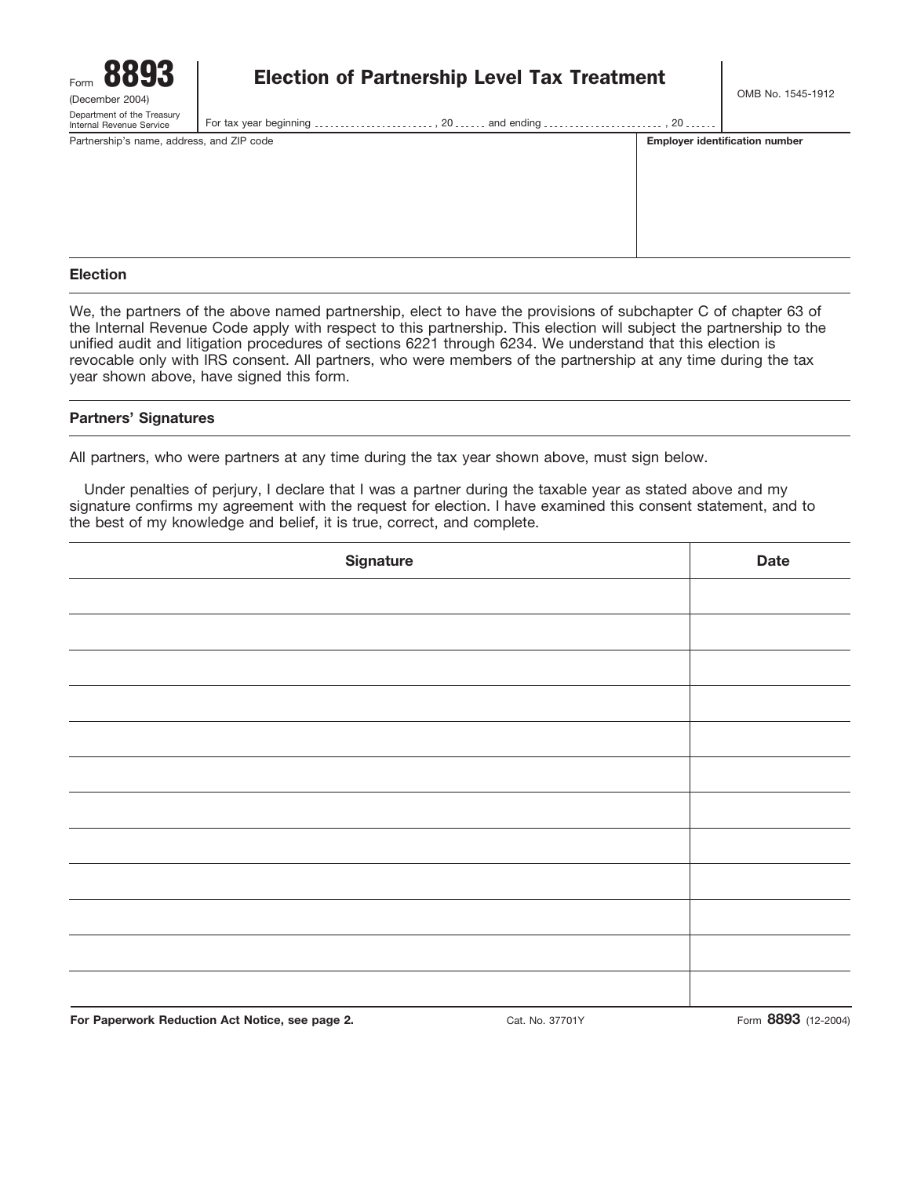Form **8893**
(December 2004)
Department of the Treasury
Internal Revenue Service

# Election of Partnership Level Tax Treatment

OMB No. 1545-1912

For tax year beginning ......................, 20 ...... and ending ......................, 20 ......

| Partnership's name, address, and ZIP code | Employer identification number |
|---|---|
| | |

## Election

We, the partners of the above named partnership, elect to have the provisions of subchapter C of chapter 63 of the Internal Revenue Code apply with respect to this partnership. This election will subject the partnership to the unified audit and litigation procedures of sections 6221 through 6234. We understand that this election is revocable only with IRS consent. All partners, who were members of the partnership at any time during the tax year shown above, have signed this form.

## Partners' Signatures

All partners, who were partners at any time during the tax year shown above, must sign below.

Under penalties of perjury, I declare that I was a partner during the taxable year as stated above and my signature confirms my agreement with the request for election. I have examined this consent statement, and to the best of my knowledge and belief, it is true, correct, and complete.

| Signature | Date |
|---|---|
| | |
| | |
| | |
| | |
| | |
| | |
| | |
| | |
| | |
| | |
| | |
| | |

**For Paperwork Reduction Act Notice, see page 2.** Cat. No. 37701Y Form **8893** (12-2004)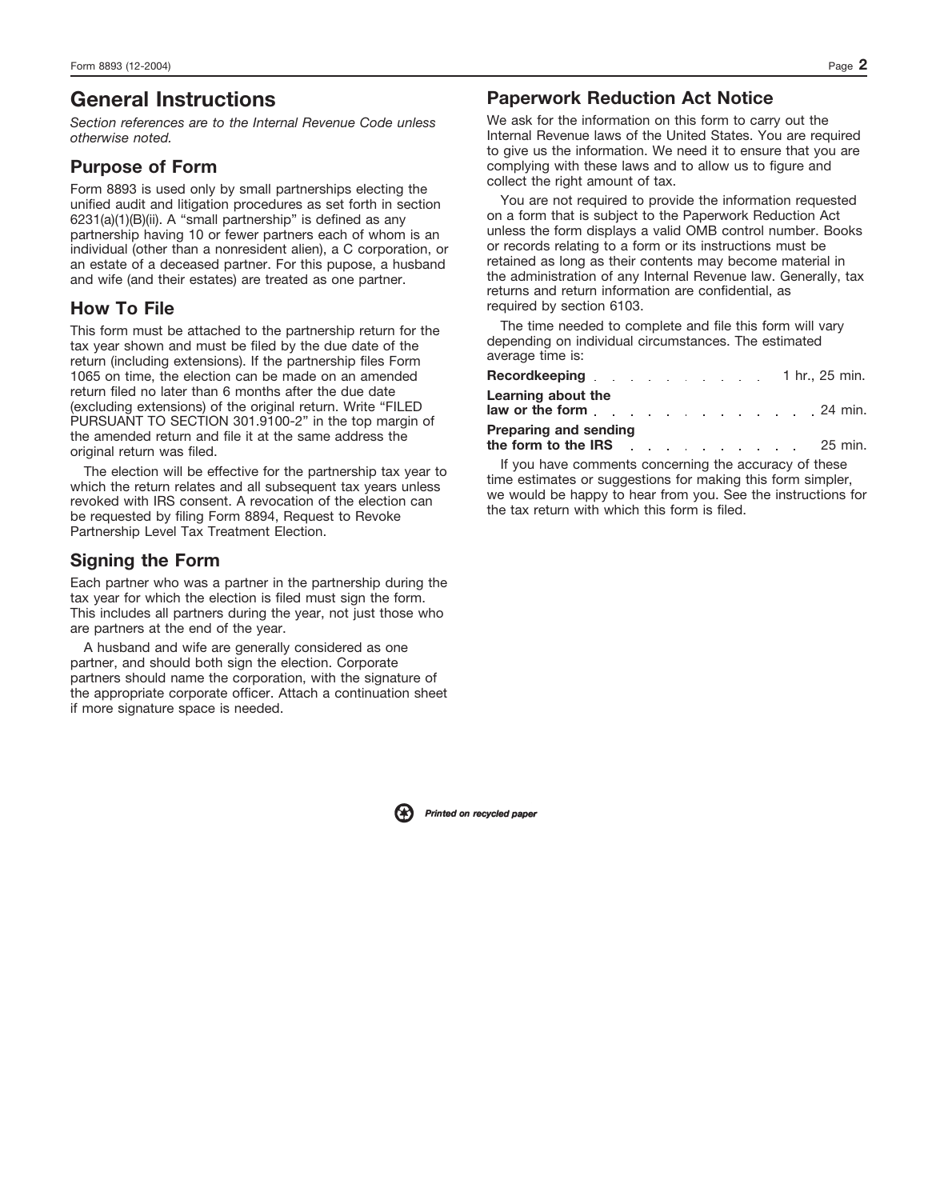# General Instructions

*Section references are to the Internal Revenue Code unless otherwise noted.*

## Purpose of Form

Form 8893 is used only by small partnerships electing the unified audit and litigation procedures as set forth in section 6231(a)(1)(B)(ii). A "small partnership" is defined as any partnership having 10 or fewer partners each of whom is an individual (other than a nonresident alien), a C corporation, or an estate of a deceased partner. For this pupose, a husband and wife (and their estates) are treated as one partner.

## How To File

This form must be attached to the partnership return for the tax year shown and must be filed by the due date of the return (including extensions). If the partnership files Form 1065 on time, the election can be made on an amended return filed no later than 6 months after the due date (excluding extensions) of the original return. Write "FILED PURSUANT TO SECTION 301.9100-2" in the top margin of the amended return and file it at the same address the original return was filed.

The election will be effective for the partnership tax year to which the return relates and all subsequent tax years unless revoked with IRS consent. A revocation of the election can be requested by filing Form 8894, Request to Revoke Partnership Level Tax Treatment Election.

## Signing the Form

Each partner who was a partner in the partnership during the tax year for which the election is filed must sign the form. This includes all partners during the year, not just those who are partners at the end of the year.

A husband and wife are generally considered as one partner, and should both sign the election. Corporate partners should name the corporation, with the signature of the appropriate corporate officer. Attach a continuation sheet if more signature space is needed.

## Paperwork Reduction Act Notice

We ask for the information on this form to carry out the Internal Revenue laws of the United States. You are required to give us the information. We need it to ensure that you are complying with these laws and to allow us to figure and collect the right amount of tax.

You are not required to provide the information requested on a form that is subject to the Paperwork Reduction Act unless the form displays a valid OMB control number. Books or records relating to a form or its instructions must be retained as long as their contents may become material in the administration of any Internal Revenue law. Generally, tax returns and return information are confidential, as required by section 6103.

The time needed to complete and file this form will vary depending on individual circumstances. The estimated average time is:

| | |
|---|---|
| **Recordkeeping** | 1 hr., 25 min. |
| **Learning about the law or the form** | 24 min. |
| **Preparing and sending the form to the IRS** | 25 min. |

If you have comments concerning the accuracy of these time estimates or suggestions for making this form simpler, we would be happy to hear from you. See the instructions for the tax return with which this form is filed.

Printed on recycled paper